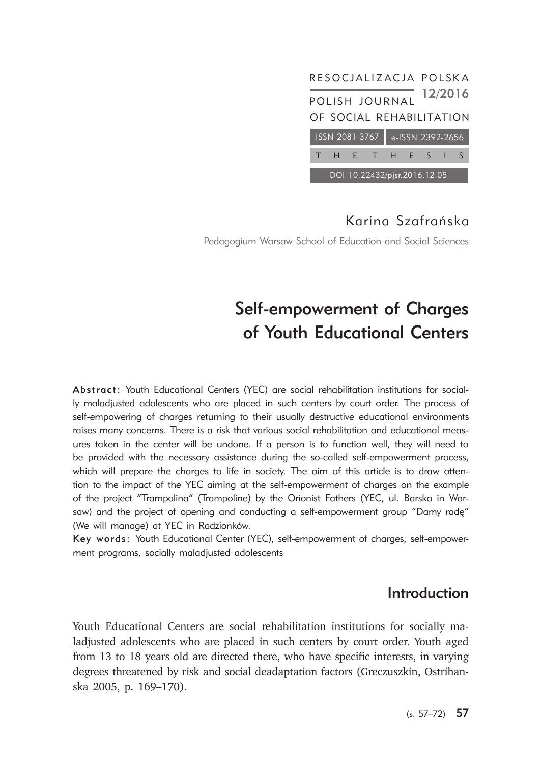RESOCJALIZACJA POLSKA
POLISH JOURNAL OF SOCIAL REHABILITATION
12/2016

ISSN 2081-3767 | e-ISSN 2392-2656

THE THESIS

DOI 10.22432/pjsr.2016.12.05

Karina Szafrańska

Pedagogium Warsaw School of Education and Social Sciences

# Self-empowerment of Charges of Youth Educational Centers

**Abstract**: Youth Educational Centers (YEC) are social rehabilitation institutions for socially maladjusted adolescents who are placed in such centers by court order. The process of self-empowering of charges returning to their usually destructive educational environments raises many concerns. There is a risk that various social rehabilitation and educational measures taken in the center will be undone. If a person is to function well, they will need to be provided with the necessary assistance during the so-called self-empowerment process, which will prepare the charges to life in society. The aim of this article is to draw attention to the impact of the YEC aiming at the self-empowerment of charges on the example of the project "Trampolina" (Trampoline) by the Orionist Fathers (YEC, ul. Barska in Warsaw) and the project of opening and conducting a self-empowerment group "Damy radę" (We will manage) at YEC in Radzionków.

**Key words**: Youth Educational Center (YEC), self-empowerment of charges, self-empowerment programs, socially maladjusted adolescents

## Introduction

Youth Educational Centers are social rehabilitation institutions for socially maladjusted adolescents who are placed in such centers by court order. Youth aged from 13 to 18 years old are directed there, who have specific interests, in varying degrees threatened by risk and social deadaptation factors (Greczuszkin, Ostrihanska 2005, p. 169–170).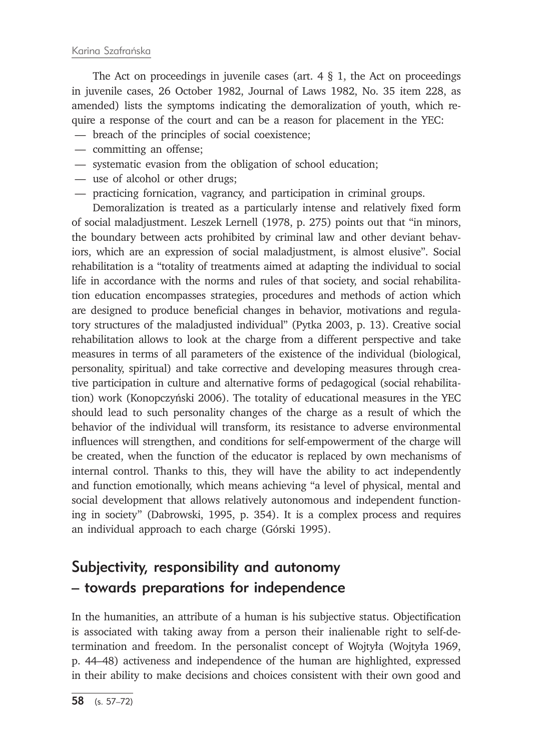The Act on proceedings in juvenile cases (art. 4 § 1, the Act on proceedings in juvenile cases, 26 October 1982, Journal of Laws 1982, No. 35 item 228, as amended) lists the symptoms indicating the demoralization of youth, which require a response of the court and can be a reason for placement in the YEC:

- breach of the principles of social coexistence;
- committing an offense;
- systematic evasion from the obligation of school education;
- use of alcohol or other drugs;
- practicing fornication, vagrancy, and participation in criminal groups.

Demoralization is treated as a particularly intense and relatively fixed form of social maladjustment. Leszek Lernell (1978, p. 275) points out that "in minors, the boundary between acts prohibited by criminal law and other deviant behaviors, which are an expression of social maladjustment, is almost elusive". Social rehabilitation is a "totality of treatments aimed at adapting the individual to social life in accordance with the norms and rules of that society, and social rehabilitation education encompasses strategies, procedures and methods of action which are designed to produce beneficial changes in behavior, motivations and regulatory structures of the maladjusted individual" (Pytka 2003, p. 13). Creative social rehabilitation allows to look at the charge from a different perspective and take measures in terms of all parameters of the existence of the individual (biological, personality, spiritual) and take corrective and developing measures through creative participation in culture and alternative forms of pedagogical (social rehabilitation) work (Konopczyński 2006). The totality of educational measures in the YEC should lead to such personality changes of the charge as a result of which the behavior of the individual will transform, its resistance to adverse environmental influences will strengthen, and conditions for self-empowerment of the charge will be created, when the function of the educator is replaced by own mechanisms of internal control. Thanks to this, they will have the ability to act independently and function emotionally, which means achieving "a level of physical, mental and social development that allows relatively autonomous and independent functioning in society" (Dabrowski, 1995, p. 354). It is a complex process and requires an individual approach to each charge (Górski 1995).

## Subjectivity, responsibility and autonomy – towards preparations for independence

In the humanities, an attribute of a human is his subjective status. Objectification is associated with taking away from a person their inalienable right to self-determination and freedom. In the personalist concept of Wojtyła (Wojtyła 1969, p. 44–48) activeness and independence of the human are highlighted, expressed in their ability to make decisions and choices consistent with their own good and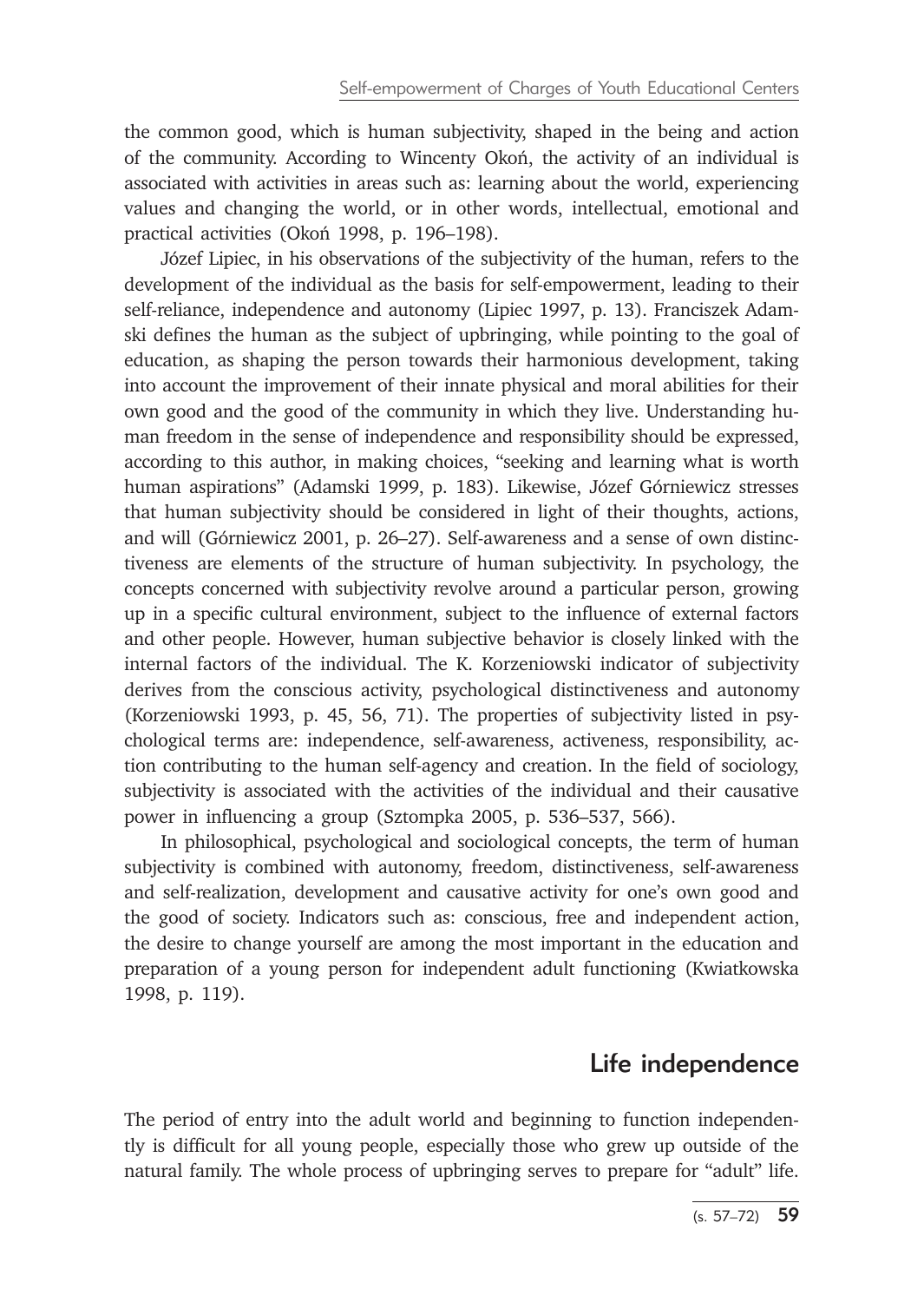the common good, which is human subjectivity, shaped in the being and action of the community. According to Wincenty Okoń, the activity of an individual is associated with activities in areas such as: learning about the world, experiencing values and changing the world, or in other words, intellectual, emotional and practical activities (Okoń 1998, p. 196–198).

Józef Lipiec, in his observations of the subjectivity of the human, refers to the development of the individual as the basis for self-empowerment, leading to their self-reliance, independence and autonomy (Lipiec 1997, p. 13). Franciszek Adamski defines the human as the subject of upbringing, while pointing to the goal of education, as shaping the person towards their harmonious development, taking into account the improvement of their innate physical and moral abilities for their own good and the good of the community in which they live. Understanding human freedom in the sense of independence and responsibility should be expressed, according to this author, in making choices, "seeking and learning what is worth human aspirations" (Adamski 1999, p. 183). Likewise, Józef Górniewicz stresses that human subjectivity should be considered in light of their thoughts, actions, and will (Górniewicz 2001, p. 26–27). Self-awareness and a sense of own distinctiveness are elements of the structure of human subjectivity. In psychology, the concepts concerned with subjectivity revolve around a particular person, growing up in a specific cultural environment, subject to the influence of external factors and other people. However, human subjective behavior is closely linked with the internal factors of the individual. The K. Korzeniowski indicator of subjectivity derives from the conscious activity, psychological distinctiveness and autonomy (Korzeniowski 1993, p. 45, 56, 71). The properties of subjectivity listed in psychological terms are: independence, self-awareness, activeness, responsibility, action contributing to the human self-agency and creation. In the field of sociology, subjectivity is associated with the activities of the individual and their causative power in influencing a group (Sztompka 2005, p. 536–537, 566).

In philosophical, psychological and sociological concepts, the term of human subjectivity is combined with autonomy, freedom, distinctiveness, self-awareness and self-realization, development and causative activity for one's own good and the good of society. Indicators such as: conscious, free and independent action, the desire to change yourself are among the most important in the education and preparation of a young person for independent adult functioning (Kwiatkowska 1998, p. 119).

## Life independence

The period of entry into the adult world and beginning to function independently is difficult for all young people, especially those who grew up outside of the natural family. The whole process of upbringing serves to prepare for "adult" life.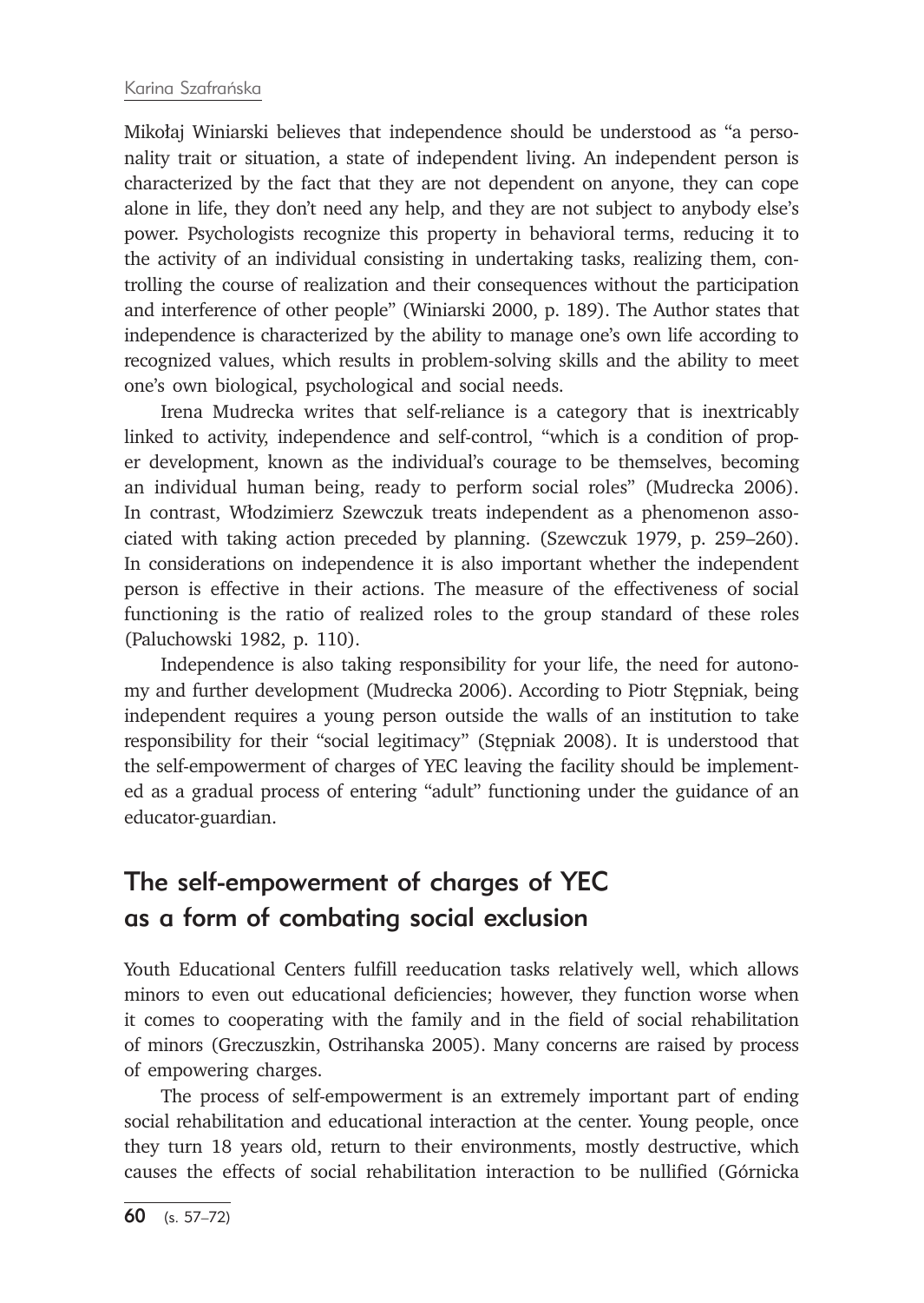Mikołaj Winiarski believes that independence should be understood as "a personality trait or situation, a state of independent living. An independent person is characterized by the fact that they are not dependent on anyone, they can cope alone in life, they don't need any help, and they are not subject to anybody else's power. Psychologists recognize this property in behavioral terms, reducing it to the activity of an individual consisting in undertaking tasks, realizing them, controlling the course of realization and their consequences without the participation and interference of other people" (Winiarski 2000, p. 189). The Author states that independence is characterized by the ability to manage one's own life according to recognized values, which results in problem-solving skills and the ability to meet one's own biological, psychological and social needs.

Irena Mudrecka writes that self-reliance is a category that is inextricably linked to activity, independence and self-control, "which is a condition of proper development, known as the individual's courage to be themselves, becoming an individual human being, ready to perform social roles" (Mudrecka 2006). In contrast, Włodzimierz Szewczuk treats independent as a phenomenon associated with taking action preceded by planning. (Szewczuk 1979, p. 259–260). In considerations on independence it is also important whether the independent person is effective in their actions. The measure of the effectiveness of social functioning is the ratio of realized roles to the group standard of these roles (Paluchowski 1982, p. 110).

Independence is also taking responsibility for your life, the need for autonomy and further development (Mudrecka 2006). According to Piotr Stępniak, being independent requires a young person outside the walls of an institution to take responsibility for their "social legitimacy" (Stępniak 2008). It is understood that the self-empowerment of charges of YEC leaving the facility should be implemented as a gradual process of entering "adult" functioning under the guidance of an educator-guardian.

## The self-empowerment of charges of YEC as a form of combating social exclusion

Youth Educational Centers fulfill reeducation tasks relatively well, which allows minors to even out educational deficiencies; however, they function worse when it comes to cooperating with the family and in the field of social rehabilitation of minors (Greczuszkin, Ostrihanska 2005). Many concerns are raised by process of empowering charges.

The process of self-empowerment is an extremely important part of ending social rehabilitation and educational interaction at the center. Young people, once they turn 18 years old, return to their environments, mostly destructive, which causes the effects of social rehabilitation interaction to be nullified (Górnicka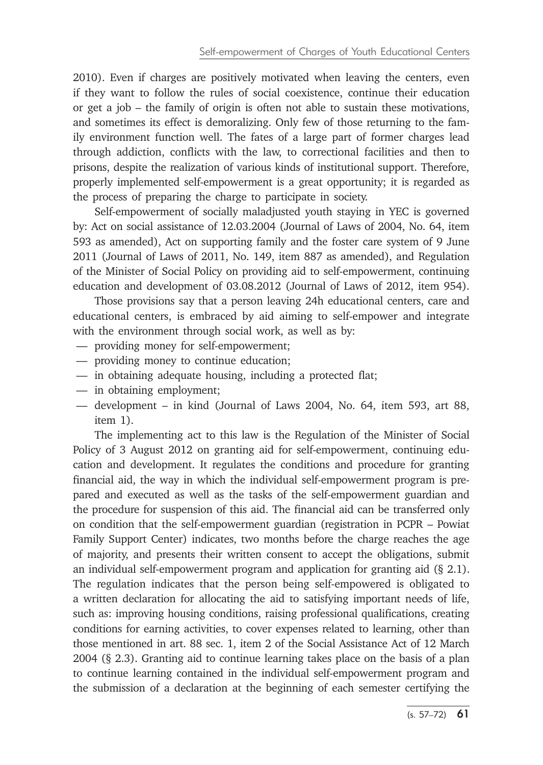2010). Even if charges are positively motivated when leaving the centers, even if they want to follow the rules of social coexistence, continue their education or get a job – the family of origin is often not able to sustain these motivations, and sometimes its effect is demoralizing. Only few of those returning to the family environment function well. The fates of a large part of former charges lead through addiction, conflicts with the law, to correctional facilities and then to prisons, despite the realization of various kinds of institutional support. Therefore, properly implemented self-empowerment is a great opportunity; it is regarded as the process of preparing the charge to participate in society.

Self-empowerment of socially maladjusted youth staying in YEC is governed by: Act on social assistance of 12.03.2004 (Journal of Laws of 2004, No. 64, item 593 as amended), Act on supporting family and the foster care system of 9 June 2011 (Journal of Laws of 2011, No. 149, item 887 as amended), and Regulation of the Minister of Social Policy on providing aid to self-empowerment, continuing education and development of 03.08.2012 (Journal of Laws of 2012, item 954).

Those provisions say that a person leaving 24h educational centers, care and educational centers, is embraced by aid aiming to self-empower and integrate with the environment through social work, as well as by:

- providing money for self-empowerment;
- providing money to continue education;
- in obtaining adequate housing, including a protected flat;
- in obtaining employment;
- development – in kind (Journal of Laws 2004, No. 64, item 593, art 88, item 1).

The implementing act to this law is the Regulation of the Minister of Social Policy of 3 August 2012 on granting aid for self-empowerment, continuing education and development. It regulates the conditions and procedure for granting financial aid, the way in which the individual self-empowerment program is prepared and executed as well as the tasks of the self-empowerment guardian and the procedure for suspension of this aid. The financial aid can be transferred only on condition that the self-empowerment guardian (registration in PCPR – Powiat Family Support Center) indicates, two months before the charge reaches the age of majority, and presents their written consent to accept the obligations, submit an individual self-empowerment program and application for granting aid (§ 2.1). The regulation indicates that the person being self-empowered is obligated to a written declaration for allocating the aid to satisfying important needs of life, such as: improving housing conditions, raising professional qualifications, creating conditions for earning activities, to cover expenses related to learning, other than those mentioned in art. 88 sec. 1, item 2 of the Social Assistance Act of 12 March 2004 (§ 2.3). Granting aid to continue learning takes place on the basis of a plan to continue learning contained in the individual self-empowerment program and the submission of a declaration at the beginning of each semester certifying the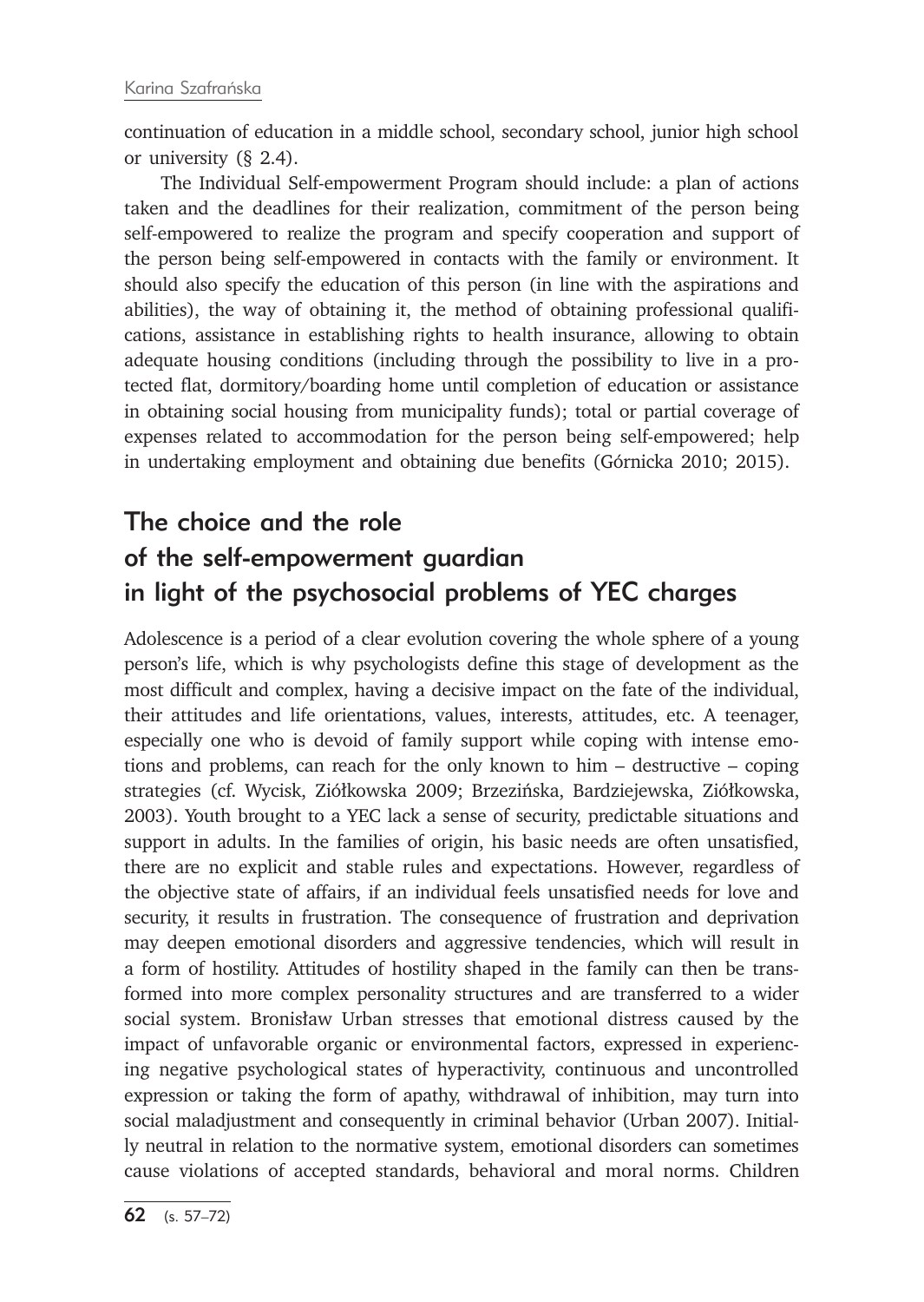continuation of education in a middle school, secondary school, junior high school or university (§ 2.4).

The Individual Self-empowerment Program should include: a plan of actions taken and the deadlines for their realization, commitment of the person being self-empowered to realize the program and specify cooperation and support of the person being self-empowered in contacts with the family or environment. It should also specify the education of this person (in line with the aspirations and abilities), the way of obtaining it, the method of obtaining professional qualifications, assistance in establishing rights to health insurance, allowing to obtain adequate housing conditions (including through the possibility to live in a protected flat, dormitory/boarding home until completion of education or assistance in obtaining social housing from municipality funds); total or partial coverage of expenses related to accommodation for the person being self-empowered; help in undertaking employment and obtaining due benefits (Górnicka 2010; 2015).

## The choice and the role of the self-empowerment guardian in light of the psychosocial problems of YEC charges

Adolescence is a period of a clear evolution covering the whole sphere of a young person's life, which is why psychologists define this stage of development as the most difficult and complex, having a decisive impact on the fate of the individual, their attitudes and life orientations, values, interests, attitudes, etc. A teenager, especially one who is devoid of family support while coping with intense emotions and problems, can reach for the only known to him – destructive – coping strategies (cf. Wycisk, Ziółkowska 2009; Brzezińska, Bardziejewska, Ziółkowska, 2003). Youth brought to a YEC lack a sense of security, predictable situations and support in adults. In the families of origin, his basic needs are often unsatisfied, there are no explicit and stable rules and expectations. However, regardless of the objective state of affairs, if an individual feels unsatisfied needs for love and security, it results in frustration. The consequence of frustration and deprivation may deepen emotional disorders and aggressive tendencies, which will result in a form of hostility. Attitudes of hostility shaped in the family can then be transformed into more complex personality structures and are transferred to a wider social system. Bronisław Urban stresses that emotional distress caused by the impact of unfavorable organic or environmental factors, expressed in experiencing negative psychological states of hyperactivity, continuous and uncontrolled expression or taking the form of apathy, withdrawal of inhibition, may turn into social maladjustment and consequently in criminal behavior (Urban 2007). Initially neutral in relation to the normative system, emotional disorders can sometimes cause violations of accepted standards, behavioral and moral norms. Children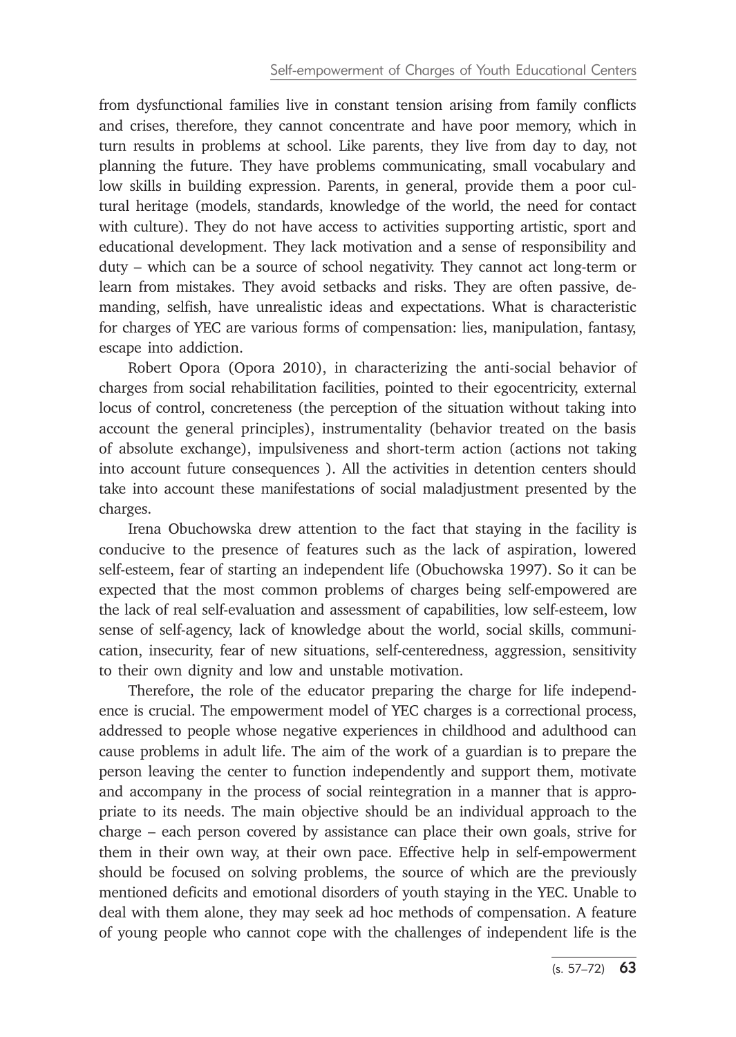from dysfunctional families live in constant tension arising from family conflicts and crises, therefore, they cannot concentrate and have poor memory, which in turn results in problems at school. Like parents, they live from day to day, not planning the future. They have problems communicating, small vocabulary and low skills in building expression. Parents, in general, provide them a poor cultural heritage (models, standards, knowledge of the world, the need for contact with culture). They do not have access to activities supporting artistic, sport and educational development. They lack motivation and a sense of responsibility and duty – which can be a source of school negativity. They cannot act long-term or learn from mistakes. They avoid setbacks and risks. They are often passive, demanding, selfish, have unrealistic ideas and expectations. What is characteristic for charges of YEC are various forms of compensation: lies, manipulation, fantasy, escape into addiction.

Robert Opora (Opora 2010), in characterizing the anti-social behavior of charges from social rehabilitation facilities, pointed to their egocentricity, external locus of control, concreteness (the perception of the situation without taking into account the general principles), instrumentality (behavior treated on the basis of absolute exchange), impulsiveness and short-term action (actions not taking into account future consequences ). All the activities in detention centers should take into account these manifestations of social maladjustment presented by the charges.

Irena Obuchowska drew attention to the fact that staying in the facility is conducive to the presence of features such as the lack of aspiration, lowered self-esteem, fear of starting an independent life (Obuchowska 1997). So it can be expected that the most common problems of charges being self-empowered are the lack of real self-evaluation and assessment of capabilities, low self-esteem, low sense of self-agency, lack of knowledge about the world, social skills, communication, insecurity, fear of new situations, self-centeredness, aggression, sensitivity to their own dignity and low and unstable motivation.

Therefore, the role of the educator preparing the charge for life independence is crucial. The empowerment model of YEC charges is a correctional process, addressed to people whose negative experiences in childhood and adulthood can cause problems in adult life. The aim of the work of a guardian is to prepare the person leaving the center to function independently and support them, motivate and accompany in the process of social reintegration in a manner that is appropriate to its needs. The main objective should be an individual approach to the charge – each person covered by assistance can place their own goals, strive for them in their own way, at their own pace. Effective help in self-empowerment should be focused on solving problems, the source of which are the previously mentioned deficits and emotional disorders of youth staying in the YEC. Unable to deal with them alone, they may seek ad hoc methods of compensation. A feature of young people who cannot cope with the challenges of independent life is the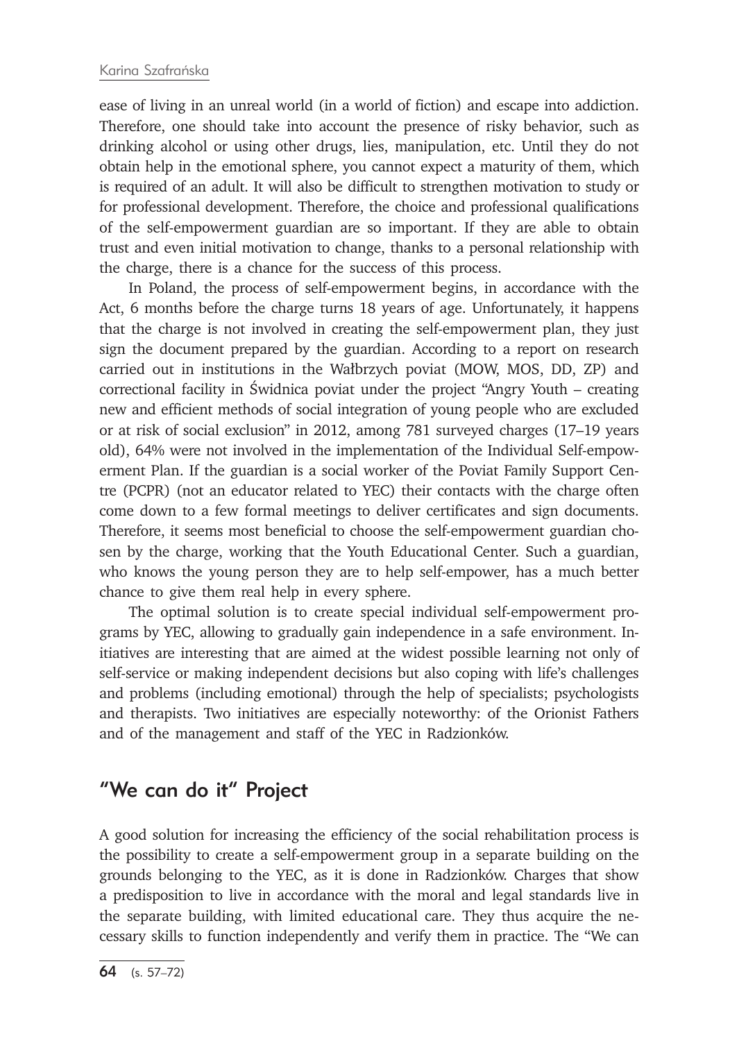ease of living in an unreal world (in a world of fiction) and escape into addiction. Therefore, one should take into account the presence of risky behavior, such as drinking alcohol or using other drugs, lies, manipulation, etc. Until they do not obtain help in the emotional sphere, you cannot expect a maturity of them, which is required of an adult. It will also be difficult to strengthen motivation to study or for professional development. Therefore, the choice and professional qualifications of the self-empowerment guardian are so important. If they are able to obtain trust and even initial motivation to change, thanks to a personal relationship with the charge, there is a chance for the success of this process.

In Poland, the process of self-empowerment begins, in accordance with the Act, 6 months before the charge turns 18 years of age. Unfortunately, it happens that the charge is not involved in creating the self-empowerment plan, they just sign the document prepared by the guardian. According to a report on research carried out in institutions in the Wałbrzych poviat (MOW, MOS, DD, ZP) and correctional facility in Świdnica poviat under the project "Angry Youth – creating new and efficient methods of social integration of young people who are excluded or at risk of social exclusion" in 2012, among 781 surveyed charges (17–19 years old), 64% were not involved in the implementation of the Individual Self-empowerment Plan. If the guardian is a social worker of the Poviat Family Support Centre (PCPR) (not an educator related to YEC) their contacts with the charge often come down to a few formal meetings to deliver certificates and sign documents. Therefore, it seems most beneficial to choose the self-empowerment guardian chosen by the charge, working that the Youth Educational Center. Such a guardian, who knows the young person they are to help self-empower, has a much better chance to give them real help in every sphere.

The optimal solution is to create special individual self-empowerment programs by YEC, allowing to gradually gain independence in a safe environment. Initiatives are interesting that are aimed at the widest possible learning not only of self-service or making independent decisions but also coping with life's challenges and problems (including emotional) through the help of specialists; psychologists and therapists. Two initiatives are especially noteworthy: of the Orionist Fathers and of the management and staff of the YEC in Radzionków.

## "We can do it" Project

A good solution for increasing the efficiency of the social rehabilitation process is the possibility to create a self-empowerment group in a separate building on the grounds belonging to the YEC, as it is done in Radzionków. Charges that show a predisposition to live in accordance with the moral and legal standards live in the separate building, with limited educational care. They thus acquire the necessary skills to function independently and verify them in practice. The "We can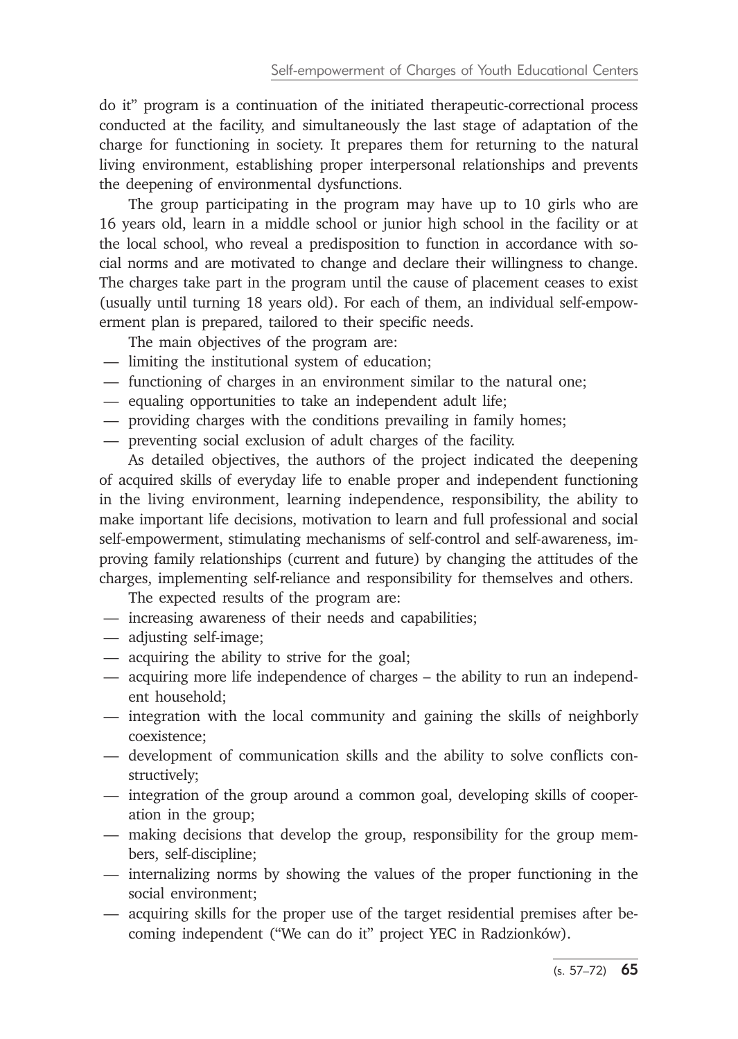do it" program is a continuation of the initiated therapeutic-correctional process conducted at the facility, and simultaneously the last stage of adaptation of the charge for functioning in society. It prepares them for returning to the natural living environment, establishing proper interpersonal relationships and prevents the deepening of environmental dysfunctions.

The group participating in the program may have up to 10 girls who are 16 years old, learn in a middle school or junior high school in the facility or at the local school, who reveal a predisposition to function in accordance with social norms and are motivated to change and declare their willingness to change. The charges take part in the program until the cause of placement ceases to exist (usually until turning 18 years old). For each of them, an individual self-empowerment plan is prepared, tailored to their specific needs.

The main objectives of the program are:

- limiting the institutional system of education;
- functioning of charges in an environment similar to the natural one;
- equaling opportunities to take an independent adult life;
- providing charges with the conditions prevailing in family homes;
- preventing social exclusion of adult charges of the facility.

As detailed objectives, the authors of the project indicated the deepening of acquired skills of everyday life to enable proper and independent functioning in the living environment, learning independence, responsibility, the ability to make important life decisions, motivation to learn and full professional and social self-empowerment, stimulating mechanisms of self-control and self-awareness, improving family relationships (current and future) by changing the attitudes of the charges, implementing self-reliance and responsibility for themselves and others.

The expected results of the program are:

- increasing awareness of their needs and capabilities;
- adjusting self-image;
- acquiring the ability to strive for the goal;
- acquiring more life independence of charges – the ability to run an independent household;
- integration with the local community and gaining the skills of neighborly coexistence;
- development of communication skills and the ability to solve conflicts constructively;
- integration of the group around a common goal, developing skills of cooperation in the group;
- making decisions that develop the group, responsibility for the group members, self-discipline;
- internalizing norms by showing the values of the proper functioning in the social environment;
- acquiring skills for the proper use of the target residential premises after becoming independent ("We can do it" project YEC in Radzionków).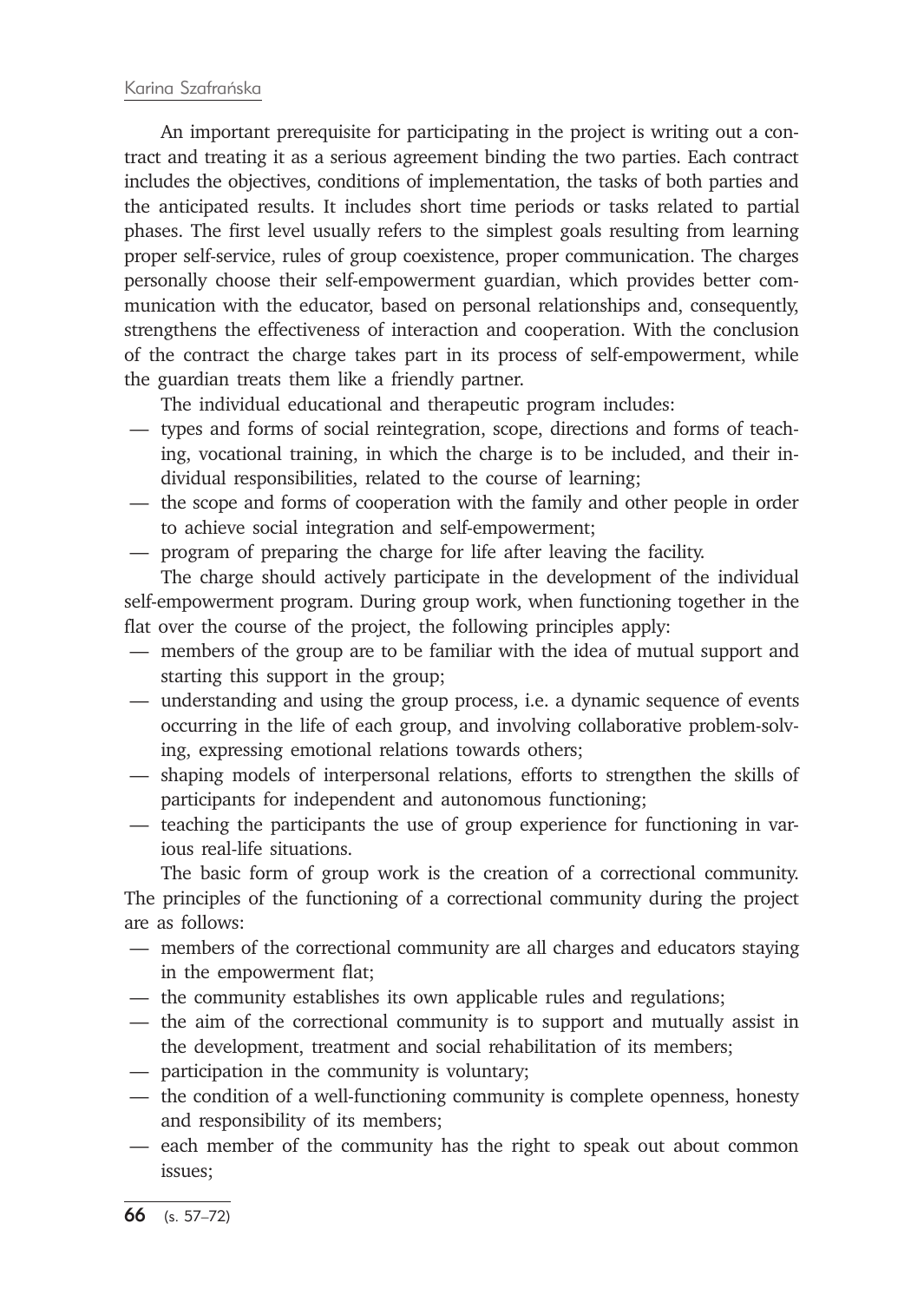An important prerequisite for participating in the project is writing out a contract and treating it as a serious agreement binding the two parties. Each contract includes the objectives, conditions of implementation, the tasks of both parties and the anticipated results. It includes short time periods or tasks related to partial phases. The first level usually refers to the simplest goals resulting from learning proper self-service, rules of group coexistence, proper communication. The charges personally choose their self-empowerment guardian, which provides better communication with the educator, based on personal relationships and, consequently, strengthens the effectiveness of interaction and cooperation. With the conclusion of the contract the charge takes part in its process of self-empowerment, while the guardian treats them like a friendly partner.

The individual educational and therapeutic program includes:

- types and forms of social reintegration, scope, directions and forms of teaching, vocational training, in which the charge is to be included, and their individual responsibilities, related to the course of learning;
- the scope and forms of cooperation with the family and other people in order to achieve social integration and self-empowerment;
- program of preparing the charge for life after leaving the facility.

The charge should actively participate in the development of the individual self-empowerment program. During group work, when functioning together in the flat over the course of the project, the following principles apply:

- members of the group are to be familiar with the idea of mutual support and starting this support in the group;
- understanding and using the group process, i.e. a dynamic sequence of events occurring in the life of each group, and involving collaborative problem-solving, expressing emotional relations towards others;
- shaping models of interpersonal relations, efforts to strengthen the skills of participants for independent and autonomous functioning;
- teaching the participants the use of group experience for functioning in various real-life situations.

The basic form of group work is the creation of a correctional community. The principles of the functioning of a correctional community during the project are as follows:

- members of the correctional community are all charges and educators staying in the empowerment flat;
- the community establishes its own applicable rules and regulations;
- the aim of the correctional community is to support and mutually assist in the development, treatment and social rehabilitation of its members;
- participation in the community is voluntary;
- the condition of a well-functioning community is complete openness, honesty and responsibility of its members;
- each member of the community has the right to speak out about common issues;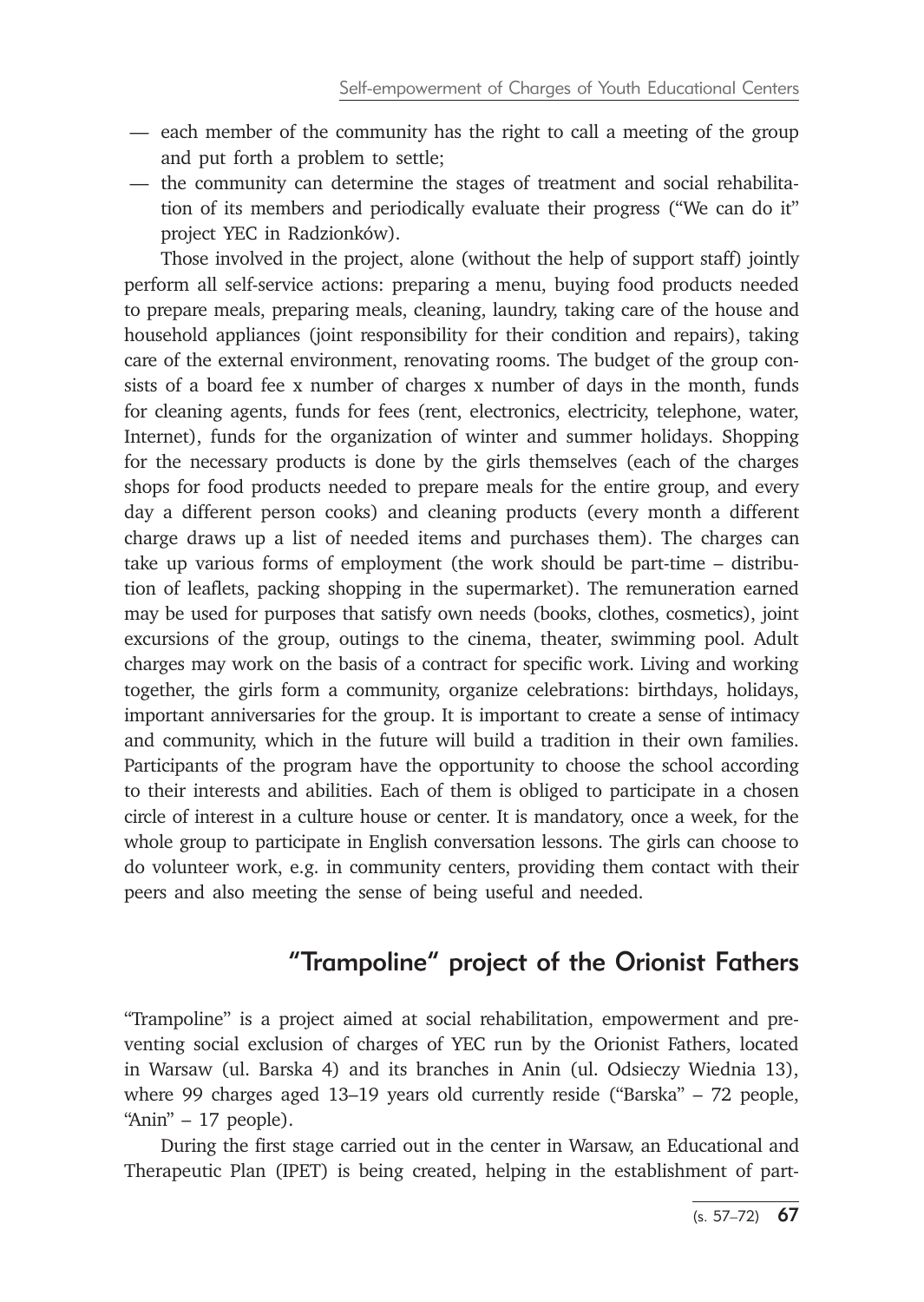- each member of the community has the right to call a meeting of the group and put forth a problem to settle;
- the community can determine the stages of treatment and social rehabilitation of its members and periodically evaluate their progress ("We can do it" project YEC in Radzionków).

Those involved in the project, alone (without the help of support staff) jointly perform all self-service actions: preparing a menu, buying food products needed to prepare meals, preparing meals, cleaning, laundry, taking care of the house and household appliances (joint responsibility for their condition and repairs), taking care of the external environment, renovating rooms. The budget of the group consists of a board fee x number of charges x number of days in the month, funds for cleaning agents, funds for fees (rent, electronics, electricity, telephone, water, Internet), funds for the organization of winter and summer holidays. Shopping for the necessary products is done by the girls themselves (each of the charges shops for food products needed to prepare meals for the entire group, and every day a different person cooks) and cleaning products (every month a different charge draws up a list of needed items and purchases them). The charges can take up various forms of employment (the work should be part-time – distribution of leaflets, packing shopping in the supermarket). The remuneration earned may be used for purposes that satisfy own needs (books, clothes, cosmetics), joint excursions of the group, outings to the cinema, theater, swimming pool. Adult charges may work on the basis of a contract for specific work. Living and working together, the girls form a community, organize celebrations: birthdays, holidays, important anniversaries for the group. It is important to create a sense of intimacy and community, which in the future will build a tradition in their own families. Participants of the program have the opportunity to choose the school according to their interests and abilities. Each of them is obliged to participate in a chosen circle of interest in a culture house or center. It is mandatory, once a week, for the whole group to participate in English conversation lessons. The girls can choose to do volunteer work, e.g. in community centers, providing them contact with their peers and also meeting the sense of being useful and needed.

## "Trampoline" project of the Orionist Fathers

"Trampoline" is a project aimed at social rehabilitation, empowerment and preventing social exclusion of charges of YEC run by the Orionist Fathers, located in Warsaw (ul. Barska 4) and its branches in Anin (ul. Odsieczy Wiednia 13), where 99 charges aged 13–19 years old currently reside ("Barska" – 72 people, "Anin" – 17 people).

During the first stage carried out in the center in Warsaw, an Educational and Therapeutic Plan (IPET) is being created, helping in the establishment of part-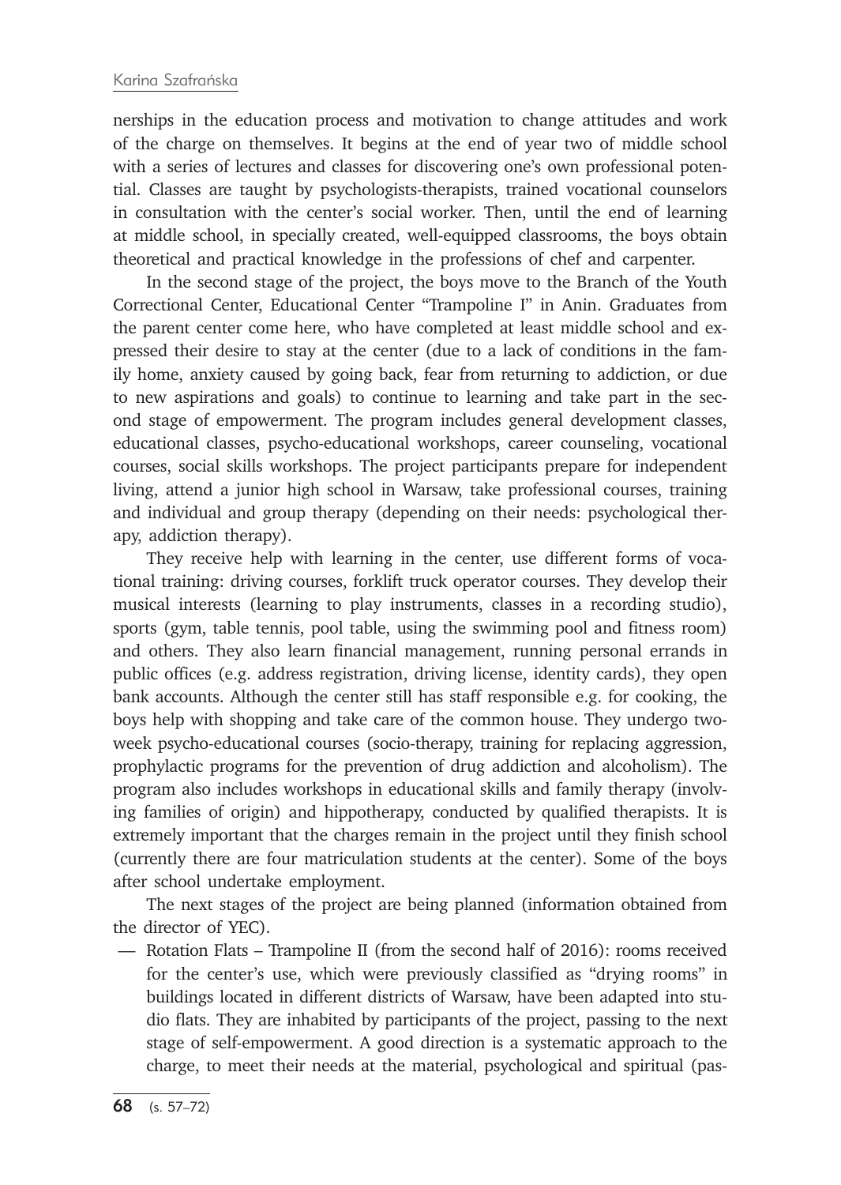nerships in the education process and motivation to change attitudes and work of the charge on themselves. It begins at the end of year two of middle school with a series of lectures and classes for discovering one's own professional potential. Classes are taught by psychologists-therapists, trained vocational counselors in consultation with the center's social worker. Then, until the end of learning at middle school, in specially created, well-equipped classrooms, the boys obtain theoretical and practical knowledge in the professions of chef and carpenter.

In the second stage of the project, the boys move to the Branch of the Youth Correctional Center, Educational Center "Trampoline I" in Anin. Graduates from the parent center come here, who have completed at least middle school and expressed their desire to stay at the center (due to a lack of conditions in the family home, anxiety caused by going back, fear from returning to addiction, or due to new aspirations and goals) to continue to learning and take part in the second stage of empowerment. The program includes general development classes, educational classes, psycho-educational workshops, career counseling, vocational courses, social skills workshops. The project participants prepare for independent living, attend a junior high school in Warsaw, take professional courses, training and individual and group therapy (depending on their needs: psychological therapy, addiction therapy).

They receive help with learning in the center, use different forms of vocational training: driving courses, forklift truck operator courses. They develop their musical interests (learning to play instruments, classes in a recording studio), sports (gym, table tennis, pool table, using the swimming pool and fitness room) and others. They also learn financial management, running personal errands in public offices (e.g. address registration, driving license, identity cards), they open bank accounts. Although the center still has staff responsible e.g. for cooking, the boys help with shopping and take care of the common house. They undergo two-week psycho-educational courses (socio-therapy, training for replacing aggression, prophylactic programs for the prevention of drug addiction and alcoholism). The program also includes workshops in educational skills and family therapy (involving families of origin) and hippotherapy, conducted by qualified therapists. It is extremely important that the charges remain in the project until they finish school (currently there are four matriculation students at the center). Some of the boys after school undertake employment.

The next stages of the project are being planned (information obtained from the director of YEC).

— Rotation Flats – Trampoline II (from the second half of 2016): rooms received for the center's use, which were previously classified as "drying rooms" in buildings located in different districts of Warsaw, have been adapted into studio flats. They are inhabited by participants of the project, passing to the next stage of self-empowerment. A good direction is a systematic approach to the charge, to meet their needs at the material, psychological and spiritual (pas-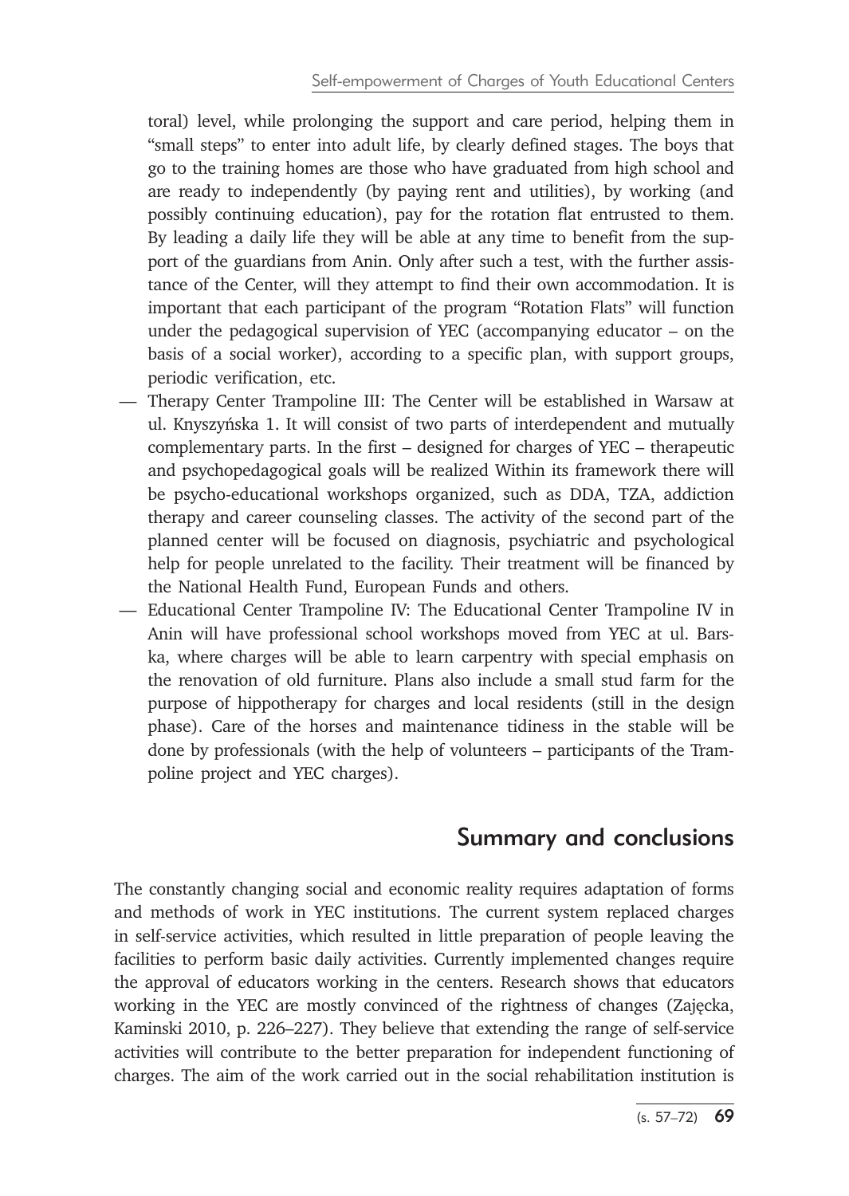toral) level, while prolonging the support and care period, helping them in "small steps" to enter into adult life, by clearly defined stages. The boys that go to the training homes are those who have graduated from high school and are ready to independently (by paying rent and utilities), by working (and possibly continuing education), pay for the rotation flat entrusted to them. By leading a daily life they will be able at any time to benefit from the support of the guardians from Anin. Only after such a test, with the further assistance of the Center, will they attempt to find their own accommodation. It is important that each participant of the program "Rotation Flats" will function under the pedagogical supervision of YEC (accompanying educator – on the basis of a social worker), according to a specific plan, with support groups, periodic verification, etc.

- Therapy Center Trampoline III: The Center will be established in Warsaw at ul. Knyszyńska 1. It will consist of two parts of interdependent and mutually complementary parts. In the first – designed for charges of YEC – therapeutic and psychopedagogical goals will be realized Within its framework there will be psycho-educational workshops organized, such as DDA, TZA, addiction therapy and career counseling classes. The activity of the second part of the planned center will be focused on diagnosis, psychiatric and psychological help for people unrelated to the facility. Their treatment will be financed by the National Health Fund, European Funds and others.
- Educational Center Trampoline IV: The Educational Center Trampoline IV in Anin will have professional school workshops moved from YEC at ul. Barska, where charges will be able to learn carpentry with special emphasis on the renovation of old furniture. Plans also include a small stud farm for the purpose of hippotherapy for charges and local residents (still in the design phase). Care of the horses and maintenance tidiness in the stable will be done by professionals (with the help of volunteers – participants of the Trampoline project and YEC charges).

## Summary and conclusions

The constantly changing social and economic reality requires adaptation of forms and methods of work in YEC institutions. The current system replaced charges in self-service activities, which resulted in little preparation of people leaving the facilities to perform basic daily activities. Currently implemented changes require the approval of educators working in the centers. Research shows that educators working in the YEC are mostly convinced of the rightness of changes (Zajęcka, Kaminski 2010, p. 226–227). They believe that extending the range of self-service activities will contribute to the better preparation for independent functioning of charges. The aim of the work carried out in the social rehabilitation institution is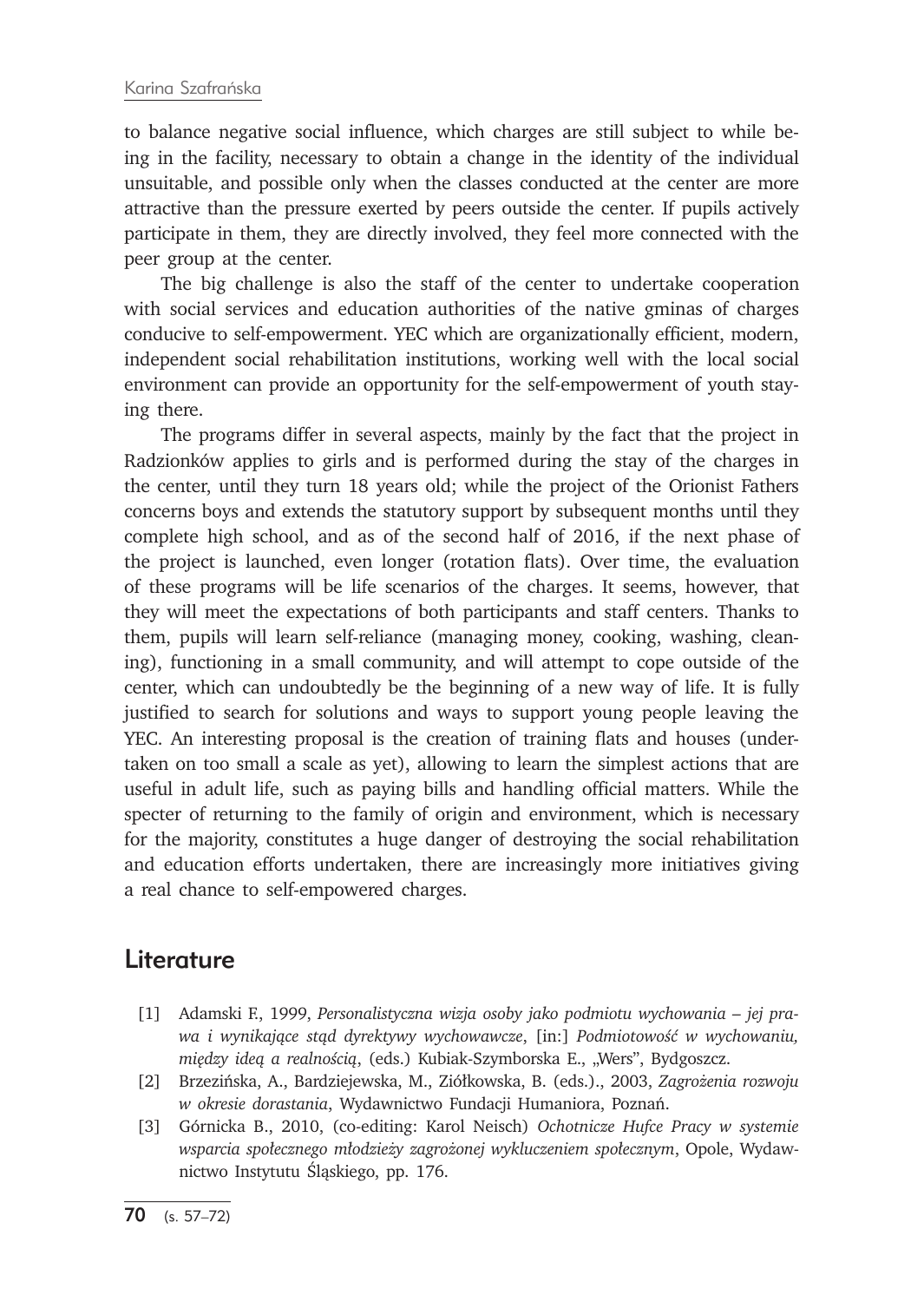to balance negative social influence, which charges are still subject to while being in the facility, necessary to obtain a change in the identity of the individual unsuitable, and possible only when the classes conducted at the center are more attractive than the pressure exerted by peers outside the center. If pupils actively participate in them, they are directly involved, they feel more connected with the peer group at the center.

The big challenge is also the staff of the center to undertake cooperation with social services and education authorities of the native gminas of charges conducive to self-empowerment. YEC which are organizationally efficient, modern, independent social rehabilitation institutions, working well with the local social environment can provide an opportunity for the self-empowerment of youth staying there.

The programs differ in several aspects, mainly by the fact that the project in Radzionków applies to girls and is performed during the stay of the charges in the center, until they turn 18 years old; while the project of the Orionist Fathers concerns boys and extends the statutory support by subsequent months until they complete high school, and as of the second half of 2016, if the next phase of the project is launched, even longer (rotation flats). Over time, the evaluation of these programs will be life scenarios of the charges. It seems, however, that they will meet the expectations of both participants and staff centers. Thanks to them, pupils will learn self-reliance (managing money, cooking, washing, cleaning), functioning in a small community, and will attempt to cope outside of the center, which can undoubtedly be the beginning of a new way of life. It is fully justified to search for solutions and ways to support young people leaving the YEC. An interesting proposal is the creation of training flats and houses (undertaken on too small a scale as yet), allowing to learn the simplest actions that are useful in adult life, such as paying bills and handling official matters. While the specter of returning to the family of origin and environment, which is necessary for the majority, constitutes a huge danger of destroying the social rehabilitation and education efforts undertaken, there are increasingly more initiatives giving a real chance to self-empowered charges.

## Literature

[1] Adamski F., 1999, *Personalistyczna wizja osoby jako podmiotu wychowania – jej prawa i wynikające stąd dyrektywy wychowawcze*, [in:] *Podmiotowość w wychowaniu, między ideą a realnością*, (eds.) Kubiak-Szymborska E., „Wers", Bydgoszcz.

[2] Brzezińska, A., Bardziejewska, M., Ziółkowska, B. (eds.)., 2003, *Zagrożenia rozwoju w okresie dorastania*, Wydawnictwo Fundacji Humaniora, Poznań.

[3] Górnicka B., 2010, (co-editing: Karol Neisch) *Ochotnicze Hufce Pracy w systemie wsparcia społecznego młodzieży zagrożonej wykluczeniem społecznym*, Opole, Wydawnictwo Instytutu Śląskiego, pp. 176.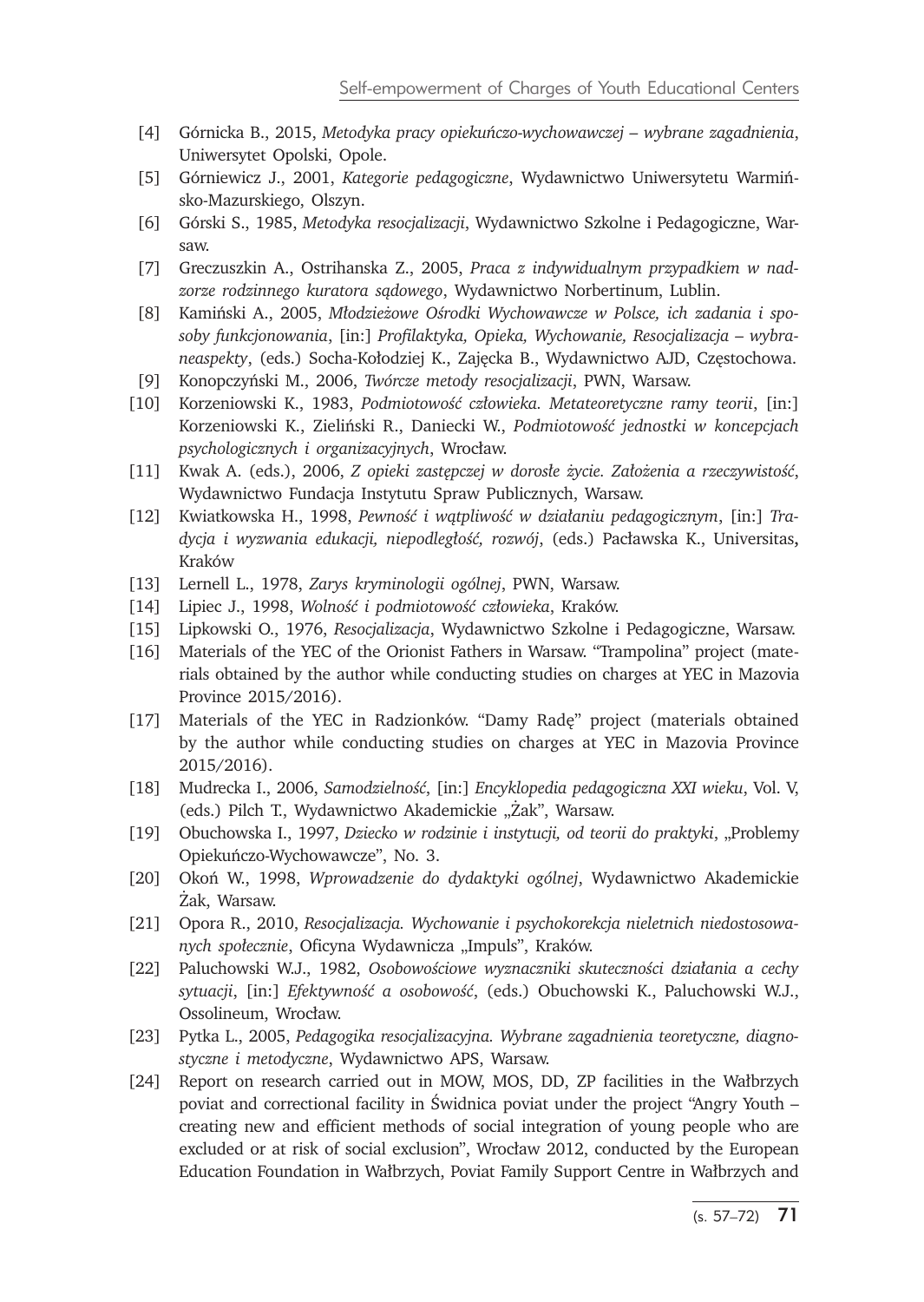[4] Górnicka B., 2015, *Metodyka pracy opiekuńczo-wychowawczej – wybrane zagadnienia*, Uniwersytet Opolski, Opole.

[5] Górniewicz J., 2001, *Kategorie pedagogiczne*, Wydawnictwo Uniwersytetu Warmińsko-Mazurskiego, Olszyn.

[6] Górski S., 1985, *Metodyka resocjalizacji*, Wydawnictwo Szkolne i Pedagogiczne, Warsaw.

[7] Greczuszkin A., Ostrihanska Z., 2005, *Praca z indywidualnym przypadkiem w nadzorze rodzinnego kuratora sądowego*, Wydawnictwo Norbertinum, Lublin.

[8] Kamiński A., 2005, *Młodzieżowe Ośrodki Wychowawcze w Polsce, ich zadania i sposoby funkcjonowania*, [in:] *Profilaktyka, Opieka, Wychowanie, Resocjalizacja – wybraneaspekty*, (eds.) Socha-Kołodziej K., Zajęcka B., Wydawnictwo AJD, Częstochowa.

[9] Konopczyński M., 2006, *Twórcze metody resocjalizacji*, PWN, Warsaw.

[10] Korzeniowski K., 1983, *Podmiotowość człowieka. Metateoretyczne ramy teorii*, [in:] Korzeniowski K., Zieliński R., Daniecki W., *Podmiotowość jednostki w koncepcjach psychologicznych i organizacyjnych*, Wrocław.

[11] Kwak A. (eds.), 2006, *Z opieki zastępczej w dorosłe życie. Założenia a rzeczywistość*, Wydawnictwo Fundacja Instytutu Spraw Publicznych, Warsaw.

[12] Kwiatkowska H., 1998, *Pewność i wątpliwość w działaniu pedagogicznym*, [in:] *Tradycja i wyzwania edukacji, niepodległość, rozwój*, (eds.) Pacławska K., Universitas, Kraków

[13] Lernell L., 1978, *Zarys kryminologii ogólnej*, PWN, Warsaw.

[14] Lipiec J., 1998, *Wolność i podmiotowość człowieka*, Kraków.

[15] Lipkowski O., 1976, *Resocjalizacja*, Wydawnictwo Szkolne i Pedagogiczne, Warsaw.

[16] Materials of the YEC of the Orionist Fathers in Warsaw. "Trampolina" project (materials obtained by the author while conducting studies on charges at YEC in Mazovia Province 2015/2016).

[17] Materials of the YEC in Radzionków. "Damy Radę" project (materials obtained by the author while conducting studies on charges at YEC in Mazovia Province 2015/2016).

[18] Mudrecka I., 2006, *Samodzielność*, [in:] *Encyklopedia pedagogiczna XXI wieku*, Vol. V, (eds.) Pilch T., Wydawnictwo Akademickie „Żak", Warsaw.

[19] Obuchowska I., 1997, *Dziecko w rodzinie i instytucji, od teorii do praktyki*, „Problemy Opiekuńczo-Wychowawcze", No. 3.

[20] Okoń W., 1998, *Wprowadzenie do dydaktyki ogólnej*, Wydawnictwo Akademickie Żak, Warsaw.

[21] Opora R., 2010, *Resocjalizacja. Wychowanie i psychokorekcja nieletnich niedostosowanych społecznie*, Oficyna Wydawnicza „Impuls", Kraków.

[22] Paluchowski W.J., 1982, *Osobowościowe wyznaczniki skuteczności działania a cechy sytuacji*, [in:] *Efektywność a osobowość*, (eds.) Obuchowski K., Paluchowski W.J., Ossolineum, Wrocław.

[23] Pytka L., 2005, *Pedagogika resocjalizacyjna. Wybrane zagadnienia teoretyczne, diagnostyczne i metodyczne*, Wydawnictwo APS, Warsaw.

[24] Report on research carried out in MOW, MOS, DD, ZP facilities in the Wałbrzych poviat and correctional facility in Świdnica poviat under the project "Angry Youth – creating new and efficient methods of social integration of young people who are excluded or at risk of social exclusion", Wrocław 2012, conducted by the European Education Foundation in Wałbrzych, Poviat Family Support Centre in Wałbrzych and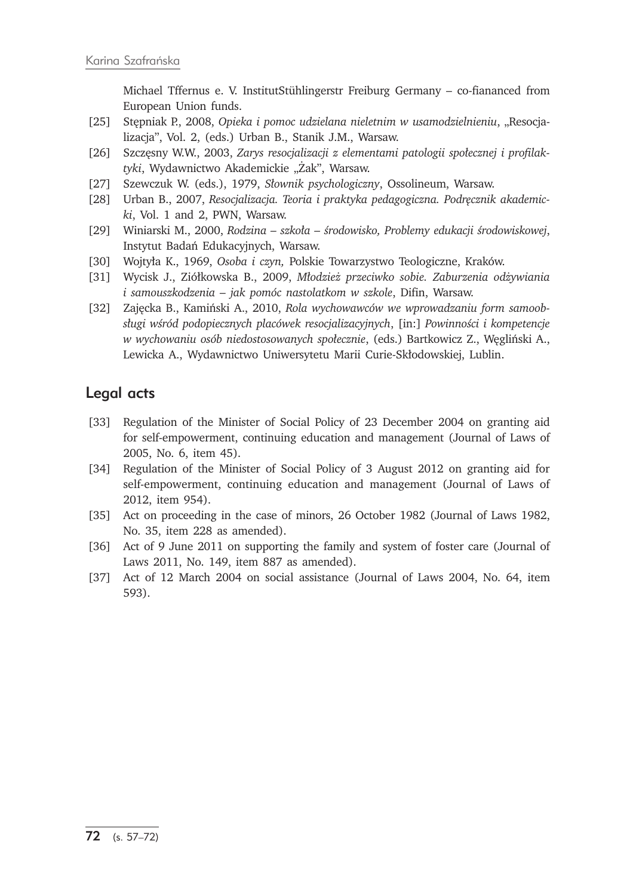Michael Tffernus e. V. InstitutStühlingerstr Freiburg Germany – co-fiananced from European Union funds.

[25] Stępniak P., 2008, *Opieka i pomoc udzielana nieletnim w usamodzielnieniu*, „Resocjalizacja", Vol. 2, (eds.) Urban B., Stanik J.M., Warsaw.

[26] Szczęsny W.W., 2003, *Zarys resocjalizacji z elementami patologii społecznej i profilaktyki*, Wydawnictwo Akademickie „Żak", Warsaw.

[27] Szewczuk W. (eds.), 1979, *Słownik psychologiczny*, Ossolineum, Warsaw.

[28] Urban B., 2007, *Resocjalizacja. Teoria i praktyka pedagogiczna. Podręcznik akademicki*, Vol. 1 and 2, PWN, Warsaw.

[29] Winiarski M., 2000, *Rodzina – szkoła – środowisko, Problemy edukacji środowiskowej*, Instytut Badań Edukacyjnych, Warsaw.

[30] Wojtyła K., 1969, *Osoba i czyn,* Polskie Towarzystwo Teologiczne, Kraków.

[31] Wycisk J., Ziółkowska B., 2009, *Młodzież przeciwko sobie. Zaburzenia odżywiania i samouszkodzenia – jak pomóc nastolatkom w szkole*, Difin, Warsaw.

[32] Zajęcka B., Kamiński A., 2010, *Rola wychowawców we wprowadzaniu form samoobsługi wśród podopiecznych placówek resocjalizacyjnych*, [in:] *Powinności i kompetencje w wychowaniu osób niedostosowanych społecznie*, (eds.) Bartkowicz Z., Węgliński A., Lewicka A., Wydawnictwo Uniwersytetu Marii Curie-Skłodowskiej, Lublin.

## Legal acts

[33] Regulation of the Minister of Social Policy of 23 December 2004 on granting aid for self-empowerment, continuing education and management (Journal of Laws of 2005, No. 6, item 45).

[34] Regulation of the Minister of Social Policy of 3 August 2012 on granting aid for self-empowerment, continuing education and management (Journal of Laws of 2012, item 954).

[35] Act on proceeding in the case of minors, 26 October 1982 (Journal of Laws 1982, No. 35, item 228 as amended).

[36] Act of 9 June 2011 on supporting the family and system of foster care (Journal of Laws 2011, No. 149, item 887 as amended).

[37] Act of 12 March 2004 on social assistance (Journal of Laws 2004, No. 64, item 593).